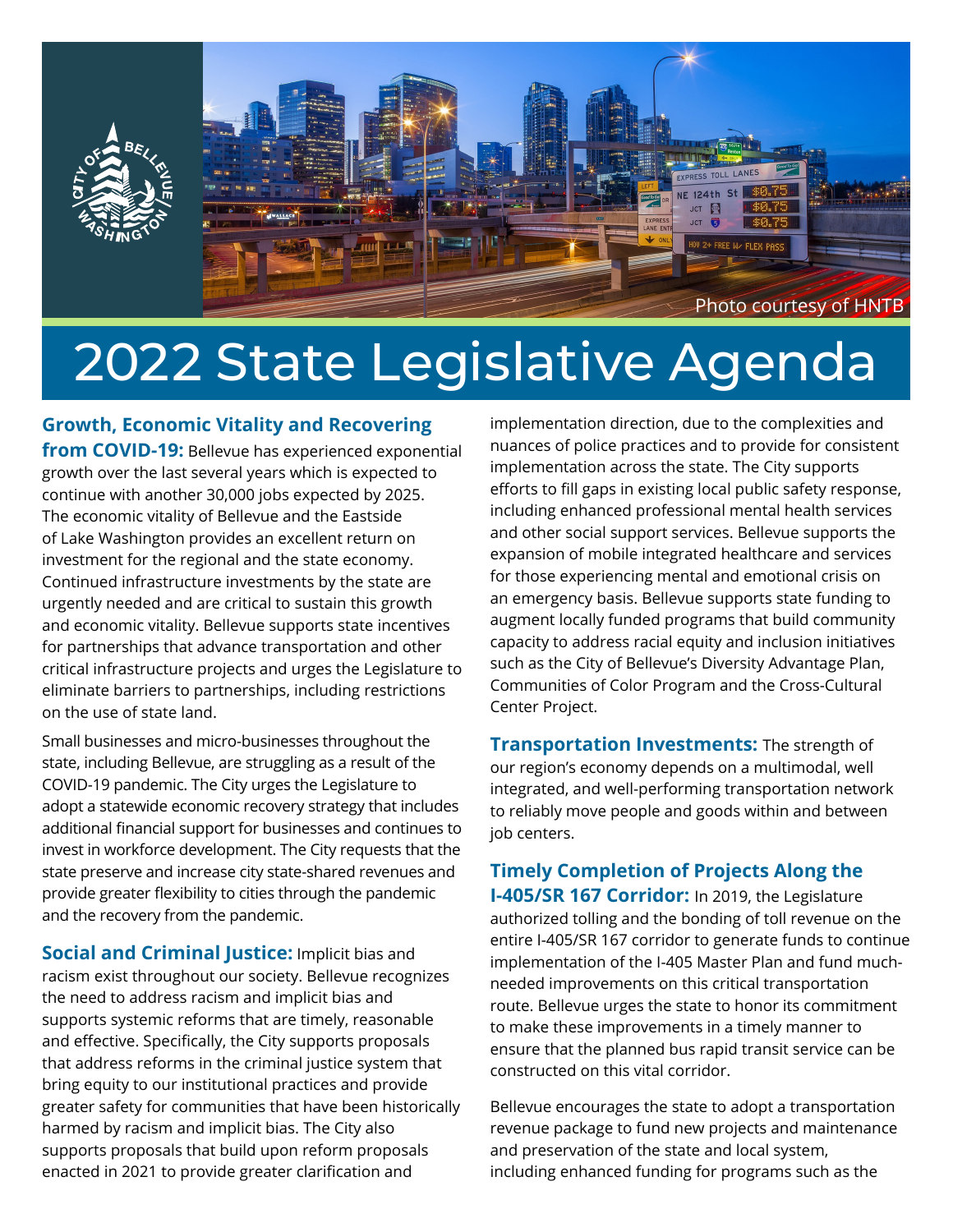# 2022 State Legislative Agenda

Photo courtesy of HNTB

**Growth, Economic Vitality and Recovering from COVID-19:** Bellevue has experienced exponential growth over the last several years which is expected to continue with another 30,000 jobs expected by 2025. The economic vitality of Bellevue and the Eastside of Lake Washington provides an excellent return on investment for the regional and the state economy. Continued infrastructure investments by the state are urgently needed and are critical to sustain this growth and economic vitality. Bellevue supports state incentives for partnerships that advance transportation and other critical infrastructure projects and urges the Legislature to eliminate barriers to partnerships, including restrictions on the use of state land.

Small businesses and micro-businesses throughout the state, including Bellevue, are struggling as a result of the COVID-19 pandemic. The City urges the Legislature to adopt a statewide economic recovery strategy that includes additional financial support for businesses and continues to invest in workforce development. The City requests that the state preserve and increase city state-shared revenues and provide greater flexibility to cities through the pandemic and the recovery from the pandemic.

**Social and Criminal Justice:** Implicit bias and racism exist throughout our society. Bellevue recognizes the need to address racism and implicit bias and supports systemic reforms that are timely, reasonable and effective. Specifically, the City supports proposals that address reforms in the criminal justice system that bring equity to our institutional practices and provide greater safety for communities that have been historically harmed by racism and implicit bias. The City also supports proposals that build upon reform proposals enacted in 2021 to provide greater clarification and implementation direction, due to the complexities and nuances of police practices and to provide for consistent implementation across the state. The City supports efforts to fill gaps in existing local public safety response, including enhanced professional mental health services and other social support services. Bellevue supports the expansion of mobile integrated healthcare and services for those experiencing mental and emotional crisis on an emergency basis. Bellevue supports state funding to augment locally funded programs that build community capacity to address racial equity and inclusion initiatives such as the City of Bellevue's Diversity Advantage Plan, Communities of Color Program and the Cross-Cultural Center Project.

**Transportation Investments:** The strength of our region's economy depends on a multimodal, well integrated, and well-performing transportation network to reliably move people and goods within and between job centers.

**Timely Completion of Projects Along the I-405/SR 167 Corridor:** In 2019, the Legislature authorized tolling and the bonding of toll revenue on the entire I-405/SR 167 corridor to generate funds to continue implementation of the I-405 Master Plan and fund much-needed improvements on this critical transportation route. Bellevue urges the state to honor its commitment to make these improvements in a timely manner to ensure that the planned bus rapid transit service can be constructed on this vital corridor.

Bellevue encourages the state to adopt a transportation revenue package to fund new projects and maintenance and preservation of the state and local system, including enhanced funding for programs such as the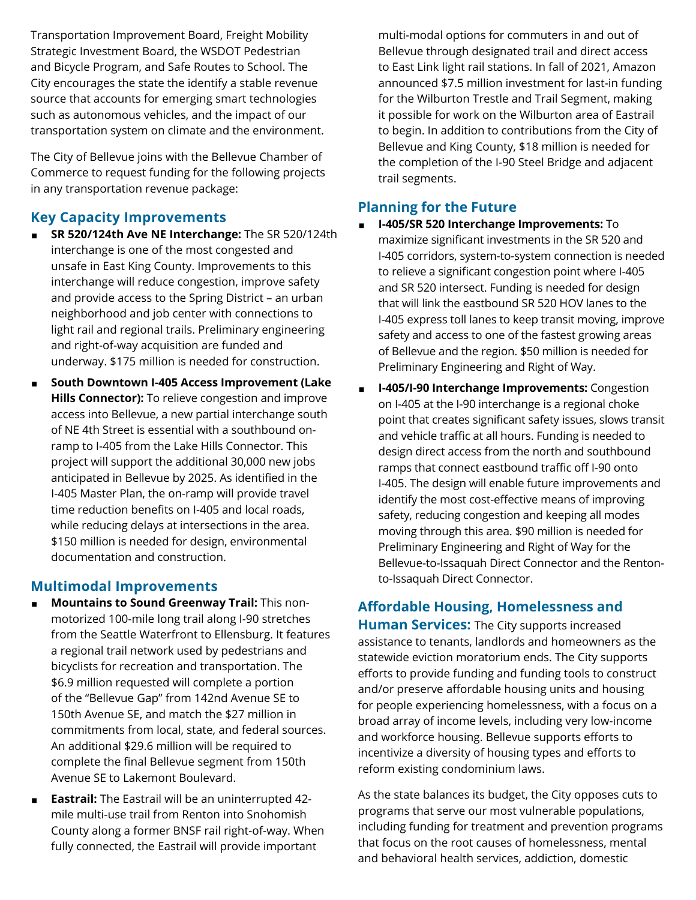Transportation Improvement Board, Freight Mobility Strategic Investment Board, the WSDOT Pedestrian and Bicycle Program, and Safe Routes to School. The City encourages the state the identify a stable revenue source that accounts for emerging smart technologies such as autonomous vehicles, and the impact of our transportation system on climate and the environment.

The City of Bellevue joins with the Bellevue Chamber of Commerce to request funding for the following projects in any transportation revenue package:

## Key Capacity Improvements

- **SR 520/124th Ave NE Interchange:** The SR 520/124th interchange is one of the most congested and unsafe in East King County. Improvements to this interchange will reduce congestion, improve safety and provide access to the Spring District – an urban neighborhood and job center with connections to light rail and regional trails. Preliminary engineering and right-of-way acquisition are funded and underway. $175 million is needed for construction.
- **South Downtown I-405 Access Improvement (Lake Hills Connector):** To relieve congestion and improve access into Bellevue, a new partial interchange south of NE 4th Street is essential with a southbound on-ramp to I-405 from the Lake Hills Connector. This project will support the additional 30,000 new jobs anticipated in Bellevue by 2025. As identified in the I-405 Master Plan, the on-ramp will provide travel time reduction benefits on I-405 and local roads, while reducing delays at intersections in the area. $150 million is needed for design, environmental documentation and construction.

## Multimodal Improvements

- **Mountains to Sound Greenway Trail:** This non-motorized 100-mile long trail along I-90 stretches from the Seattle Waterfront to Ellensburg. It features a regional trail network used by pedestrians and bicyclists for recreation and transportation. The $6.9 million requested will complete a portion of the "Bellevue Gap" from 142nd Avenue SE to 150th Avenue SE, and match the $27 million in commitments from local, state, and federal sources. An additional $29.6 million will be required to complete the final Bellevue segment from 150th Avenue SE to Lakemont Boulevard.
- **Eastrail:** The Eastrail will be an uninterrupted 42-mile multi-use trail from Renton into Snohomish County along a former BNSF rail right-of-way. When fully connected, the Eastrail will provide important multi-modal options for commuters in and out of Bellevue through designated trail and direct access to East Link light rail stations. In fall of 2021, Amazon announced $7.5 million investment for last-in funding for the Wilburton Trestle and Trail Segment, making it possible for work on the Wilburton area of Eastrail to begin. In addition to contributions from the City of Bellevue and King County, $18 million is needed for the completion of the I-90 Steel Bridge and adjacent trail segments.

## Planning for the Future

- **I-405/SR 520 Interchange Improvements:** To maximize significant investments in the SR 520 and I-405 corridors, system-to-system connection is needed to relieve a significant congestion point where I-405 and SR 520 intersect. Funding is needed for design that will link the eastbound SR 520 HOV lanes to the I-405 express toll lanes to keep transit moving, improve safety and access to one of the fastest growing areas of Bellevue and the region. $50 million is needed for Preliminary Engineering and Right of Way.
- **I-405/I-90 Interchange Improvements:** Congestion on I-405 at the I-90 interchange is a regional choke point that creates significant safety issues, slows transit and vehicle traffic at all hours. Funding is needed to design direct access from the north and southbound ramps that connect eastbound traffic off I-90 onto I-405. The design will enable future improvements and identify the most cost-effective means of improving safety, reducing congestion and keeping all modes moving through this area. $90 million is needed for Preliminary Engineering and Right of Way for the Bellevue-to-Issaquah Direct Connector and the Renton-to-Issaquah Direct Connector.

## Affordable Housing, Homelessness and Human Services:

The City supports increased assistance to tenants, landlords and homeowners as the statewide eviction moratorium ends. The City supports efforts to provide funding and funding tools to construct and/or preserve affordable housing units and housing for people experiencing homelessness, with a focus on a broad array of income levels, including very low-income and workforce housing. Bellevue supports efforts to incentivize a diversity of housing types and efforts to reform existing condominium laws.

As the state balances its budget, the City opposes cuts to programs that serve our most vulnerable populations, including funding for treatment and prevention programs that focus on the root causes of homelessness, mental and behavioral health services, addiction, domestic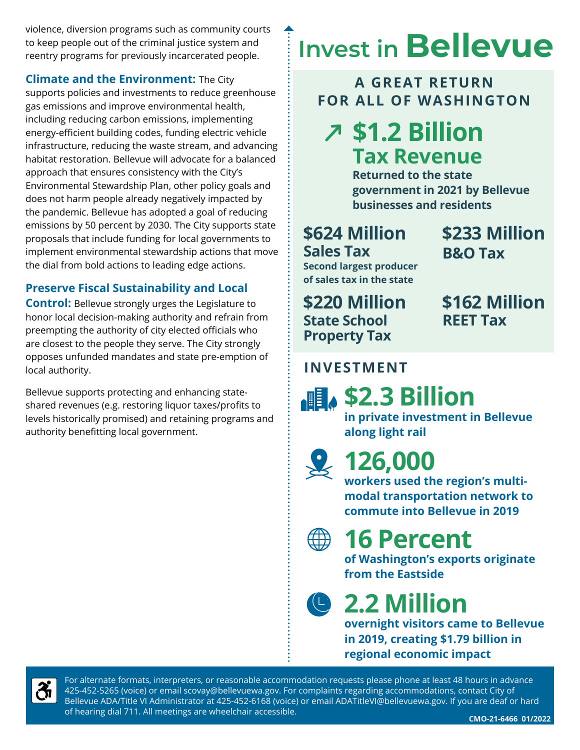violence, diversion programs such as community courts to keep people out of the criminal justice system and reentry programs for previously incarcerated people.

**Climate and the Environment:** The City supports policies and investments to reduce greenhouse gas emissions and improve environmental health, including reducing carbon emissions, implementing energy-efficient building codes, funding electric vehicle infrastructure, reducing the waste stream, and advancing habitat restoration. Bellevue will advocate for a balanced approach that ensures consistency with the City's Environmental Stewardship Plan, other policy goals and does not harm people already negatively impacted by the pandemic. Bellevue has adopted a goal of reducing emissions by 50 percent by 2030. The City supports state proposals that include funding for local governments to implement environmental stewardship actions that move the dial from bold actions to leading edge actions.

**Preserve Fiscal Sustainability and Local Control:** Bellevue strongly urges the Legislature to honor local decision-making authority and refrain from preempting the authority of city elected officials who are closest to the people they serve. The City strongly opposes unfunded mandates and state pre-emption of local authority.

Bellevue supports protecting and enhancing state-shared revenues (e.g. restoring liquor taxes/profits to levels historically promised) and retaining programs and authority benefitting local government.

# Invest in Bellevue

## A GREAT RETURN FOR ALL OF WASHINGTON

**↗ $1.2 Billion Tax Revenue**

**Returned to the state government in 2021 by Bellevue businesses and residents**

**$624 Million Sales Tax**
**Second largest producer of sales tax in the state**

**$233 Million B&O Tax**

**$220 Million State School Property Tax**

**$162 Million REET Tax**

## INVESTMENT

**$2.3 Billion**
**in private investment in Bellevue along light rail**

**126,000**
**workers used the region's multi-modal transportation network to commute into Bellevue in 2019**

**16 Percent**
**of Washington's exports originate from the Eastside**

**2.2 Million**
**overnight visitors came to Bellevue in 2019, creating $1.79 billion in regional economic impact**

For alternate formats, interpreters, or reasonable accommodation requests please phone at least 48 hours in advance 425-452-5265 (voice) or email scovay@bellevuewa.gov. For complaints regarding accommodations, contact City of Bellevue ADA/Title VI Administrator at 425-452-6168 (voice) or email ADATitleVI@bellevuewa.gov. If you are deaf or hard of hearing dial 711. All meetings are wheelchair accessible.

CMO-21-6466 01/2022